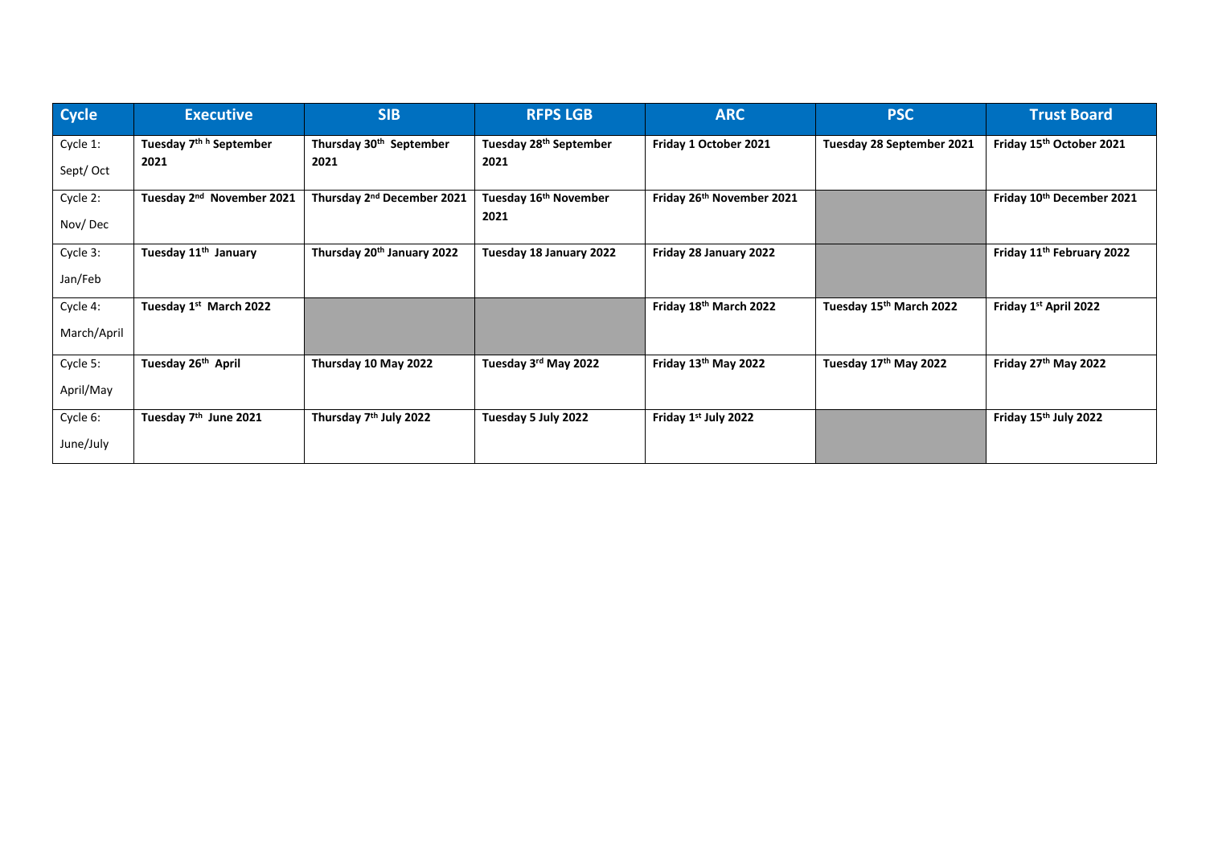| Cycle | Executive | SIB | RFPS LGB | ARC | PSC | Trust Board |
|---|---|---|---|---|---|---|
| Cycle 1: Sept/ Oct | **Tuesday 7th h September 2021** | **Thursday 30th September 2021** | **Tuesday 28th September 2021** | **Friday 1 October 2021** | **Tuesday 28 September 2021** | **Friday 15th October 2021** |
| Cycle 2: Nov/ Dec | **Tuesday 2nd November 2021** | **Thursday 2nd December 2021** | **Tuesday 16th November 2021** | **Friday 26th November 2021** | | **Friday 10th December 2021** |
| Cycle 3: Jan/Feb | **Tuesday 11th January** | **Thursday 20th January 2022** | **Tuesday 18 January 2022** | **Friday 28 January 2022** | | **Friday 11th February 2022** |
| Cycle 4: March/April | **Tuesday 1st March 2022** | | | **Friday 18th March 2022** | **Tuesday 15th March 2022** | **Friday 1st April 2022** |
| Cycle 5: April/May | **Tuesday 26th April** | **Thursday 10 May 2022** | **Tuesday 3rd May 2022** | **Friday 13th May 2022** | **Tuesday 17th May 2022** | **Friday 27th May 2022** |
| Cycle 6: June/July | **Tuesday 7th June 2021** | **Thursday 7th July 2022** | **Tuesday 5 July 2022** | **Friday 1st July 2022** | | **Friday 15th July 2022** |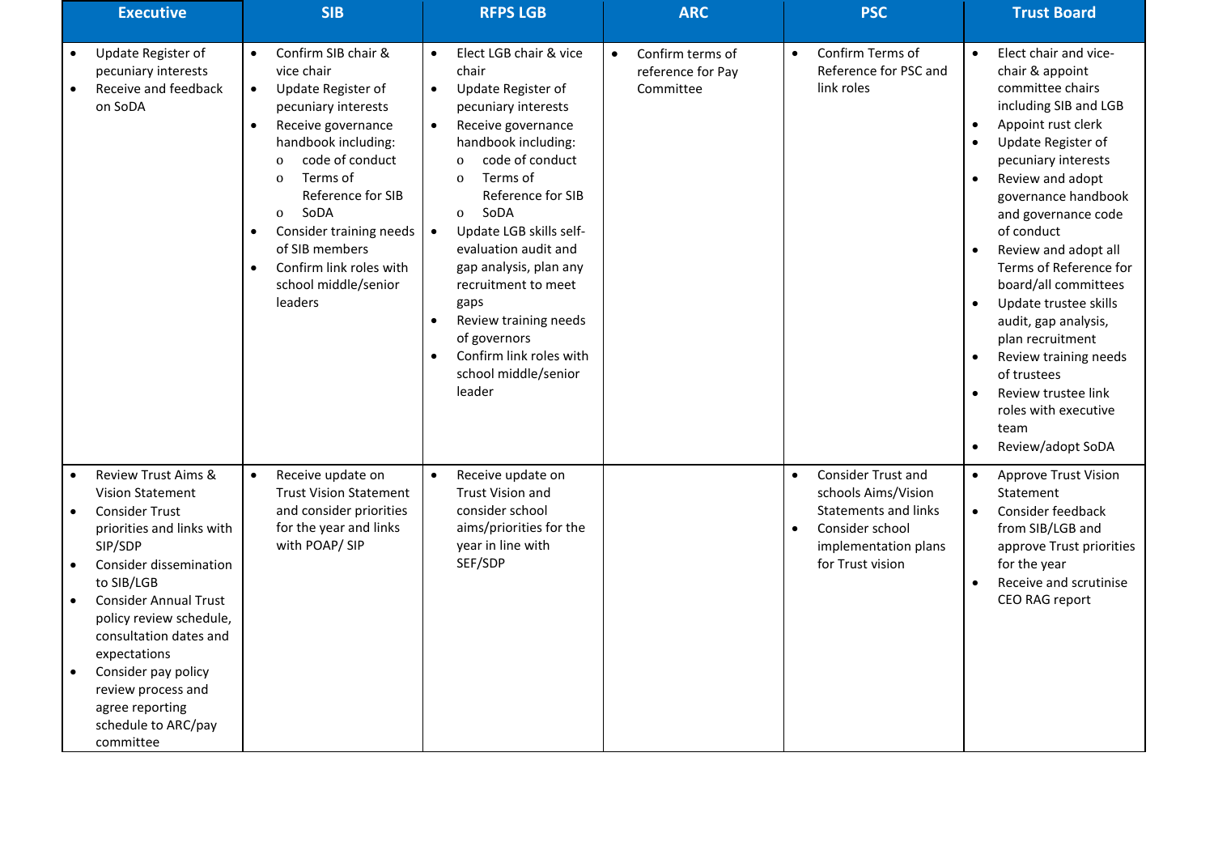| Executive | SIB | RFPS LGB | ARC | PSC | Trust Board |
|---|---|---|---|---|---|
| • Update Register of pecuniary interests<br>• Receive and feedback on SoDA | • Confirm SIB chair & vice chair<br>• Update Register of pecuniary interests<br>• Receive governance handbook including:<br>  o code of conduct<br>  o Terms of Reference for SIB<br>  o SoDA<br>• Consider training needs of SIB members<br>• Confirm link roles with school middle/senior leaders | • Elect LGB chair & vice chair<br>• Update Register of pecuniary interests<br>• Receive governance handbook including:<br>  o code of conduct<br>  o Terms of Reference for SIB<br>  o SoDA<br>• Update LGB skills self-evaluation audit and gap analysis, plan any recruitment to meet gaps<br>• Review training needs of governors<br>• Confirm link roles with school middle/senior leader | • Confirm terms of reference for Pay Committee | • Confirm Terms of Reference for PSC and link roles | • Elect chair and vice-chair & appoint committee chairs including SIB and LGB<br>• Appoint trust clerk<br>• Update Register of pecuniary interests<br>• Review and adopt governance handbook and governance code of conduct<br>• Review and adopt all Terms of Reference for board/all committees<br>• Update trustee skills audit, gap analysis, plan recruitment<br>• Review training needs of trustees<br>• Review trustee link roles with executive team<br>• Review/adopt SoDA |
| • Review Trust Aims & Vision Statement<br>• Consider Trust priorities and links with SIP/SDP<br>• Consider dissemination to SIB/LGB<br>• Consider Annual Trust policy review schedule, consultation dates and expectations<br>• Consider pay policy review process and agree reporting schedule to ARC/pay committee | • Receive update on Trust Vision Statement and consider priorities for the year and links with POAP/ SIP | • Receive update on Trust Vision and consider school aims/priorities for the year in line with SEF/SDP | | • Consider Trust and schools Aims/Vision Statements and links<br>• Consider school implementation plans for Trust vision | • Approve Trust Vision Statement<br>• Consider feedback from SIB/LGB and approve Trust priorities for the year<br>• Receive and scrutinise CEO RAG report |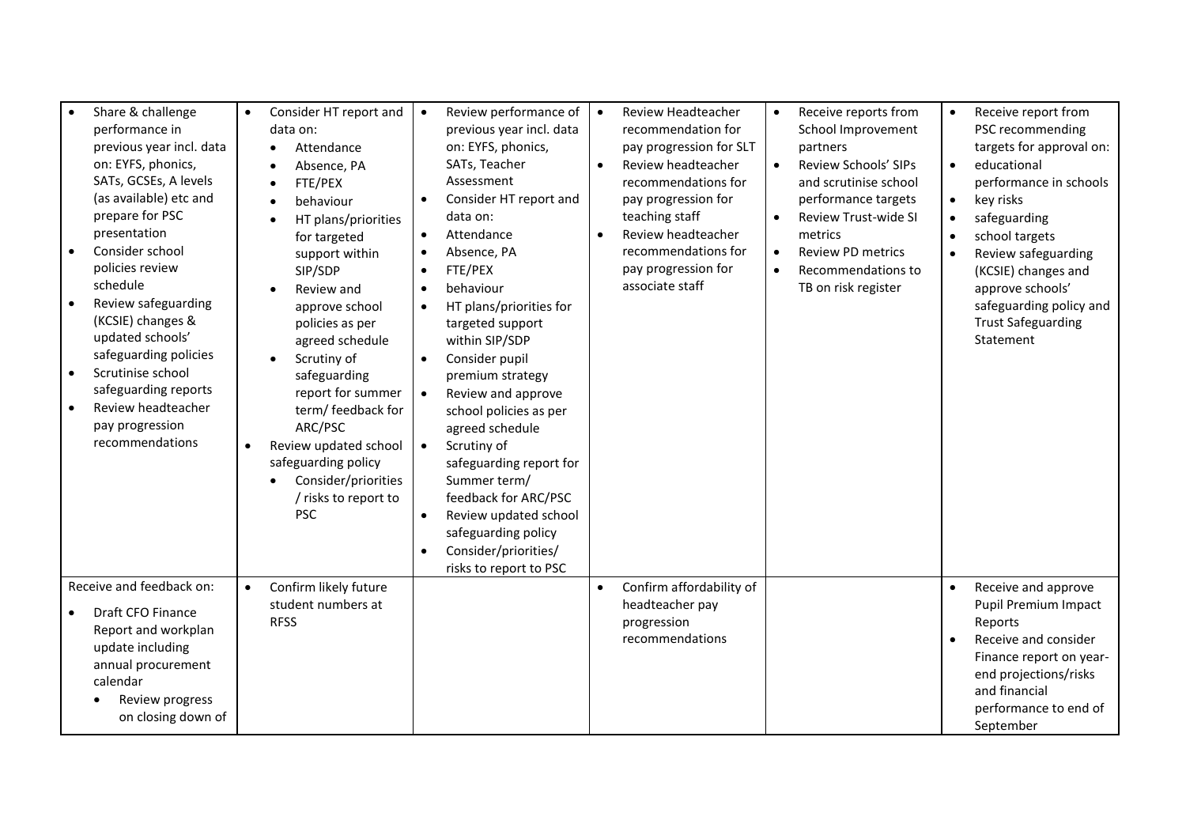| | | | | | |
|---|---|---|---|---|---|
| • Share & challenge performance in previous year incl. data on: EYFS, phonics, SATs, GCSEs, A levels (as available) etc and prepare for PSC presentation<br>• Consider school policies review schedule<br>• Review safeguarding (KCSIE) changes & updated schools' safeguarding policies<br>• Scrutinise school safeguarding reports<br>• Review headteacher pay progression recommendations | • Consider HT report and data on:<br>  ◦ Attendance<br>  ◦ Absence, PA<br>  ◦ FTE/PEX<br>  ◦ behaviour<br>  ◦ HT plans/priorities for targeted support within SIP/SDP<br>  ◦ Review and approve school policies as per agreed schedule<br>  ◦ Scrutiny of safeguarding report for summer term/ feedback for ARC/PSC<br>• Review updated school safeguarding policy<br>  ◦ Consider/priorities / risks to report to PSC | • Review performance of previous year incl. data on: EYFS, phonics, SATs, Teacher Assessment<br>• Consider HT report and data on:<br>• Attendance<br>• Absence, PA<br>• FTE/PEX<br>• behaviour<br>• HT plans/priorities for targeted support within SIP/SDP<br>• Consider pupil premium strategy<br>• Review and approve school policies as per agreed schedule<br>• Scrutiny of safeguarding report for Summer term/ feedback for ARC/PSC<br>• Review updated school safeguarding policy<br>• Consider/priorities/ risks to report to PSC | • Review Headteacher recommendation for pay progression for SLT<br>• Review headteacher recommendations for pay progression for teaching staff<br>• Review headteacher recommendations for pay progression for associate staff | • Receive reports from School Improvement partners<br>• Review Schools' SIPs and scrutinise school performance targets<br>• Review Trust-wide SI metrics<br>• Review PD metrics<br>• Recommendations to TB on risk register | • Receive report from PSC recommending targets for approval on:<br>• educational performance in schools<br>• key risks<br>• safeguarding<br>• school targets<br>• Review safeguarding (KCSIE) changes and approve schools' safeguarding policy and Trust Safeguarding Statement |
| Receive and feedback on:<br>• Draft CFO Finance Report and workplan update including annual procurement calendar<br>  ◦ Review progress on closing down of | • Confirm likely future student numbers at RFSS | | • Confirm affordability of headteacher pay progression recommendations | | • Receive and approve Pupil Premium Impact Reports<br>• Receive and consider Finance report on year-end projections/risks and financial performance to end of September |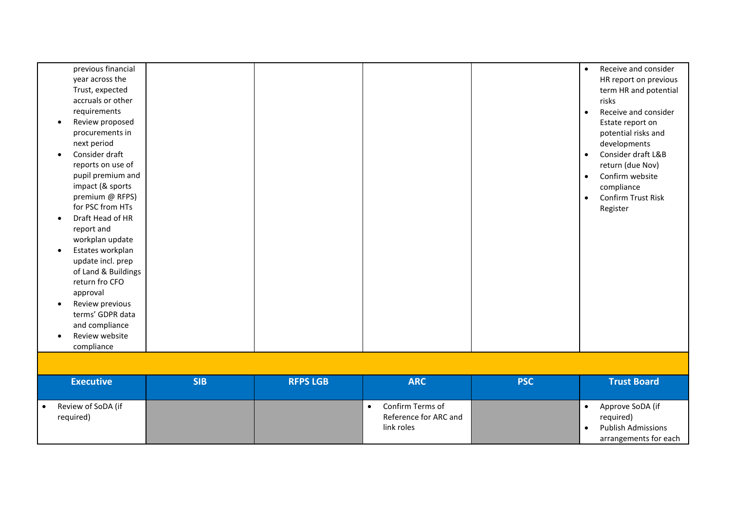| | | | | | |
|---|---|---|---|---|---|
| previous financial year across the Trust, expected accruals or other requirements<br>• Review proposed procurements in next period<br>• Consider draft reports on use of pupil premium and impact (& sports premium @ RFPS) for PSC from HTs<br>• Draft Head of HR report and workplan update<br>• Estates workplan update incl. prep of Land & Buildings return fro CFO approval<br>• Review previous terms' GDPR data and compliance<br>• Review website compliance | | | | | • Receive and consider HR report on previous term HR and potential risks<br>• Receive and consider Estate report on potential risks and developments<br>• Consider draft L&B return (due Nov)<br>• Confirm website compliance<br>• Confirm Trust Risk Register |

| Executive | SIB | RFPS LGB | ARC | PSC | Trust Board |
|---|---|---|---|---|---|
| • Review of SoDA (if required) | | | • Confirm Terms of Reference for ARC and link roles | | • Approve SoDA (if required)<br>• Publish Admissions arrangements for each |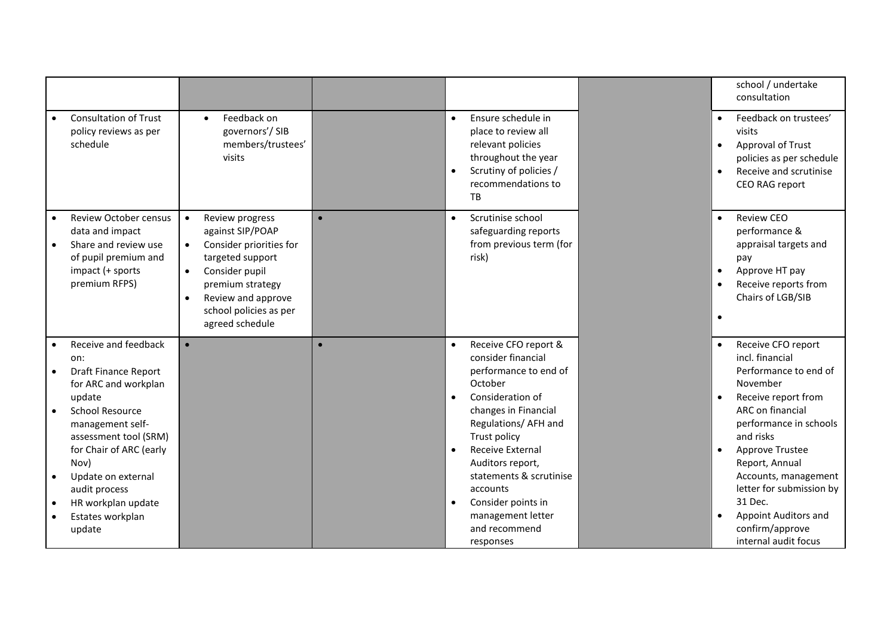|  |  |  |  |  |  |
|---|---|---|---|---|---|
|  |  |  |  |  | school / undertake consultation |
| • Consultation of Trust policy reviews as per schedule | • Feedback on governors'/ SIB members/trustees' visits |  | • Ensure schedule in place to review all relevant policies throughout the year<br>• Scrutiny of policies / recommendations to TB |  | • Feedback on trustees' visits<br>• Approval of Trust policies as per schedule<br>• Receive and scrutinise CEO RAG report |
| • Review October census data and impact<br>• Share and review use of pupil premium and impact (+ sports premium RFPS) | • Review progress against SIP/POAP<br>• Consider priorities for targeted support<br>• Consider pupil premium strategy<br>• Review and approve school policies as per agreed schedule | • | • Scrutinise school safeguarding reports from previous term (for risk) |  | • Review CEO performance & appraisal targets and pay<br>• Approve HT pay<br>• Receive reports from Chairs of LGB/SIB<br>• |
| • Receive and feedback on:<br>• Draft Finance Report for ARC and workplan update<br>• School Resource management self-assessment tool (SRM) for Chair of ARC (early Nov)<br>• Update on external audit process<br>• HR workplan update<br>• Estates workplan update | • | • | • Receive CFO report & consider financial performance to end of October<br>• Consideration of changes in Financial Regulations/ AFH and Trust policy<br>• Receive External Auditors report, statements & scrutinise accounts<br>• Consider points in management letter and recommend responses |  | • Receive CFO report incl. financial Performance to end of November<br>• Receive report from ARC on financial performance in schools and risks<br>• Approve Trustee Report, Annual Accounts, management letter for submission by 31 Dec.<br>• Appoint Auditors and confirm/approve internal audit focus |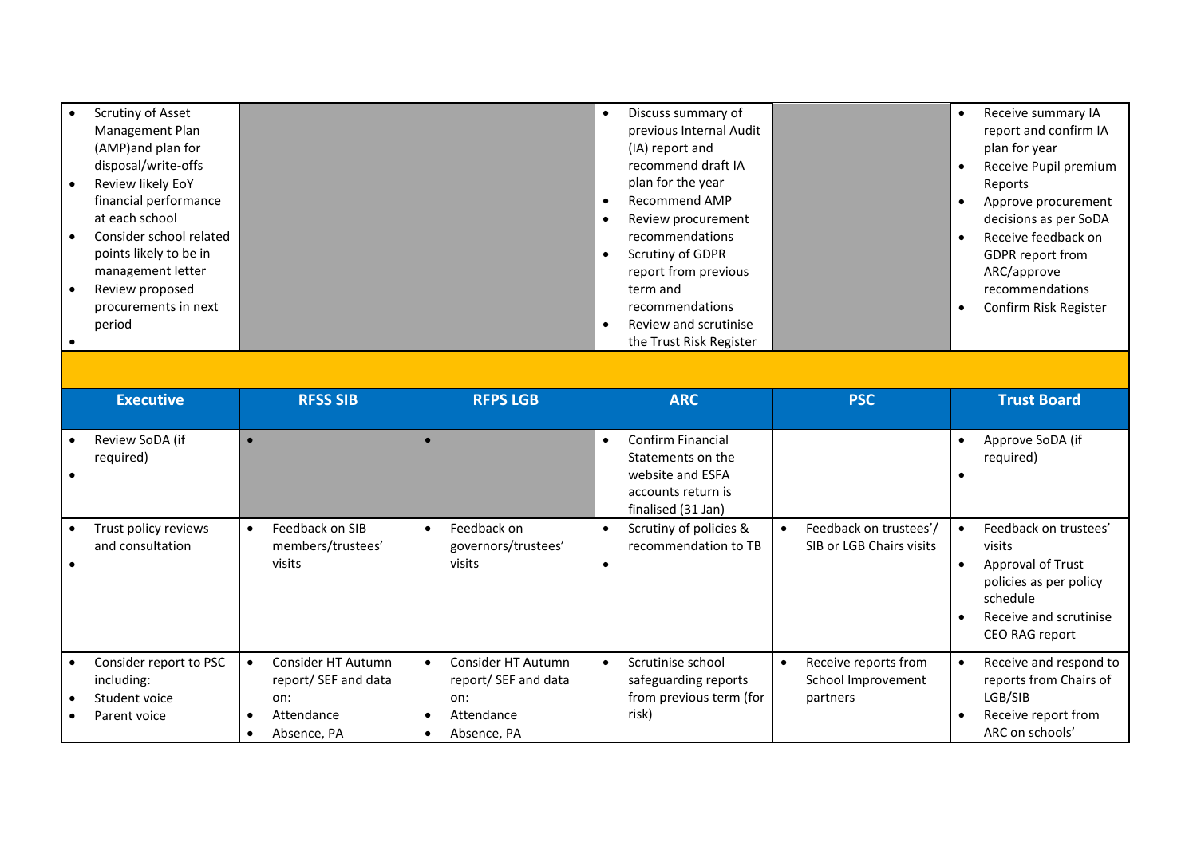| | | | | | |
|---|---|---|---|---|---|
| • Scrutiny of Asset Management Plan (AMP)and plan for disposal/write-offs<br>• Review likely EoY financial performance at each school<br>• Consider school related points likely to be in management letter<br>• Review proposed procurements in next period<br>• | | | • Discuss summary of previous Internal Audit (IA) report and recommend draft IA plan for the year<br>• Recommend AMP<br>• Review procurement recommendations<br>• Scrutiny of GDPR report from previous term and recommendations<br>• Review and scrutinise the Trust Risk Register | | • Receive summary IA report and confirm IA plan for year<br>• Receive Pupil premium Reports<br>• Approve procurement decisions as per SoDA<br>• Receive feedback on GDPR report from ARC/approve recommendations<br>• Confirm Risk Register |

| Executive | RFSS SIB | RFPS LGB | ARC | PSC | Trust Board |
|---|---|---|---|---|---|
| • Review SoDA (if required)<br>• | • | • | • Confirm Financial Statements on the website and ESFA accounts return is finalised (31 Jan) | | • Approve SoDA (if required)<br>• |
| • Trust policy reviews and consultation<br>• | • Feedback on SIB members/trustees' visits | • Feedback on governors/trustees' visits | • Scrutiny of policies & recommendation to TB<br>• | • Feedback on trustees'/ SIB or LGB Chairs visits | • Feedback on trustees' visits<br>• Approval of Trust policies as per policy schedule<br>• Receive and scrutinise CEO RAG report |
| • Consider report to PSC including:<br>• Student voice<br>• Parent voice | • Consider HT Autumn report/ SEF and data on:<br>• Attendance<br>• Absence, PA | • Consider HT Autumn report/ SEF and data on:<br>• Attendance<br>• Absence, PA | • Scrutinise school safeguarding reports from previous term (for risk) | • Receive reports from School Improvement partners | • Receive and respond to reports from Chairs of LGB/SIB<br>• Receive report from ARC on schools' |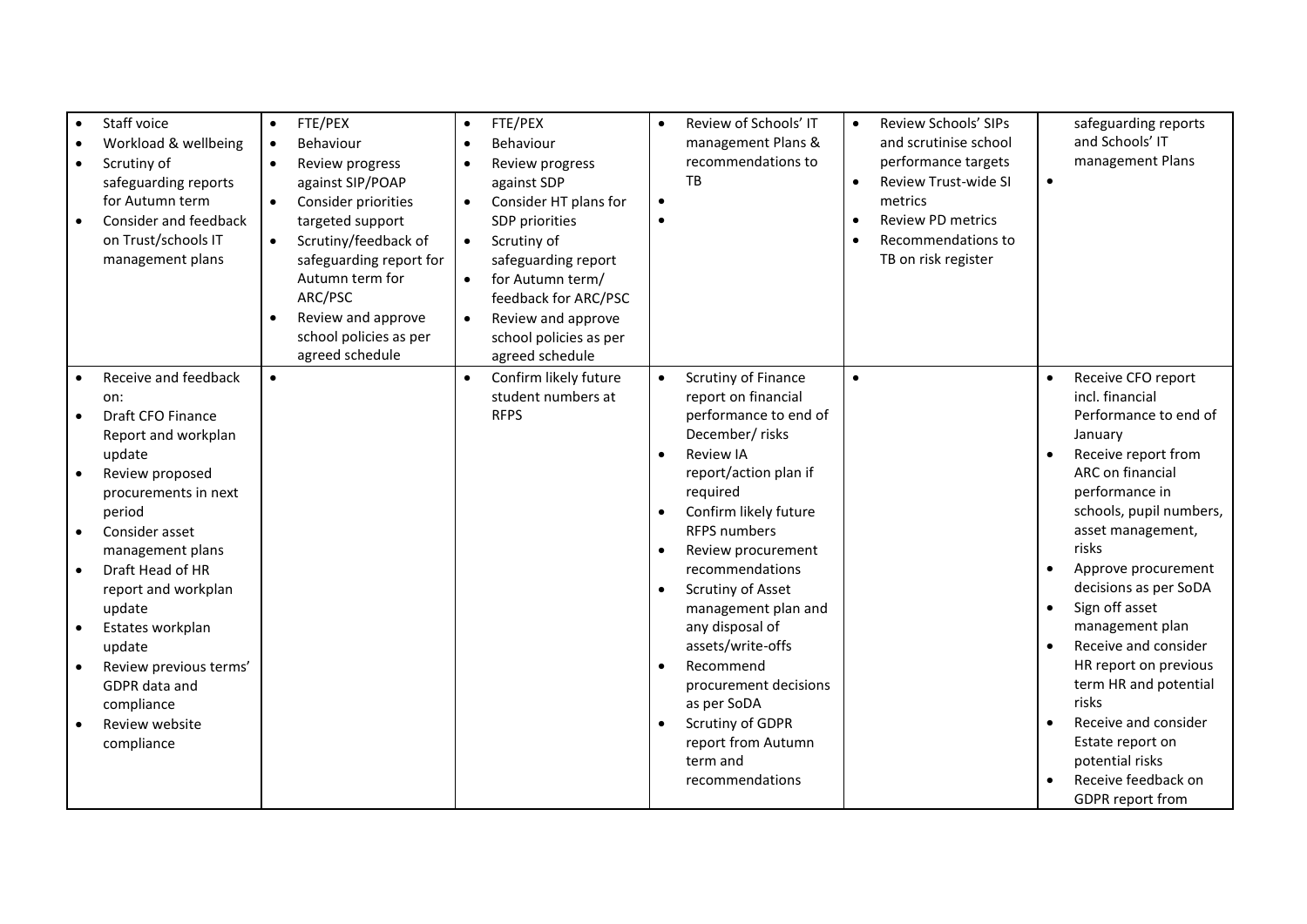| | | | | | |
|---|---|---|---|---|---|
| • Staff voice<br>• Workload & wellbeing<br>• Scrutiny of safeguarding reports for Autumn term<br>• Consider and feedback on Trust/schools IT management plans | • FTE/PEX<br>• Behaviour<br>• Review progress against SIP/POAP<br>• Consider priorities targeted support<br>• Scrutiny/feedback of safeguarding report for Autumn term for ARC/PSC<br>• Review and approve school policies as per agreed schedule | • FTE/PEX<br>• Behaviour<br>• Review progress against SDP<br>• Consider HT plans for SDP priorities<br>• Scrutiny of safeguarding report<br>• for Autumn term/ feedback for ARC/PSC<br>• Review and approve school policies as per agreed schedule | • Review of Schools' IT management Plans & recommendations to TB<br>•<br>• | • Review Schools' SIPs and scrutinise school performance targets<br>• Review Trust-wide SI metrics<br>• Review PD metrics<br>• Recommendations to TB on risk register | safeguarding reports and Schools' IT management Plans<br>• |
| • Receive and feedback on:<br>• Draft CFO Finance Report and workplan update<br>• Review proposed procurements in next period<br>• Consider asset management plans<br>• Draft Head of HR report and workplan update<br>• Estates workplan update<br>• Review previous terms' GDPR data and compliance<br>• Review website compliance | • | • Confirm likely future student numbers at RFPS | • Scrutiny of Finance report on financial performance to end of December/ risks<br>• Review IA report/action plan if required<br>• Confirm likely future RFPS numbers<br>• Review procurement recommendations<br>• Scrutiny of Asset management plan and any disposal of assets/write-offs<br>• Recommend procurement decisions as per SoDA<br>• Scrutiny of GDPR report from Autumn term and recommendations | • | • Receive CFO report incl. financial Performance to end of January<br>• Receive report from ARC on financial performance in schools, pupil numbers, asset management, risks<br>• Approve procurement decisions as per SoDA<br>• Sign off asset management plan<br>• Receive and consider HR report on previous term HR and potential risks<br>• Receive and consider Estate report on potential risks<br>• Receive feedback on GDPR report from |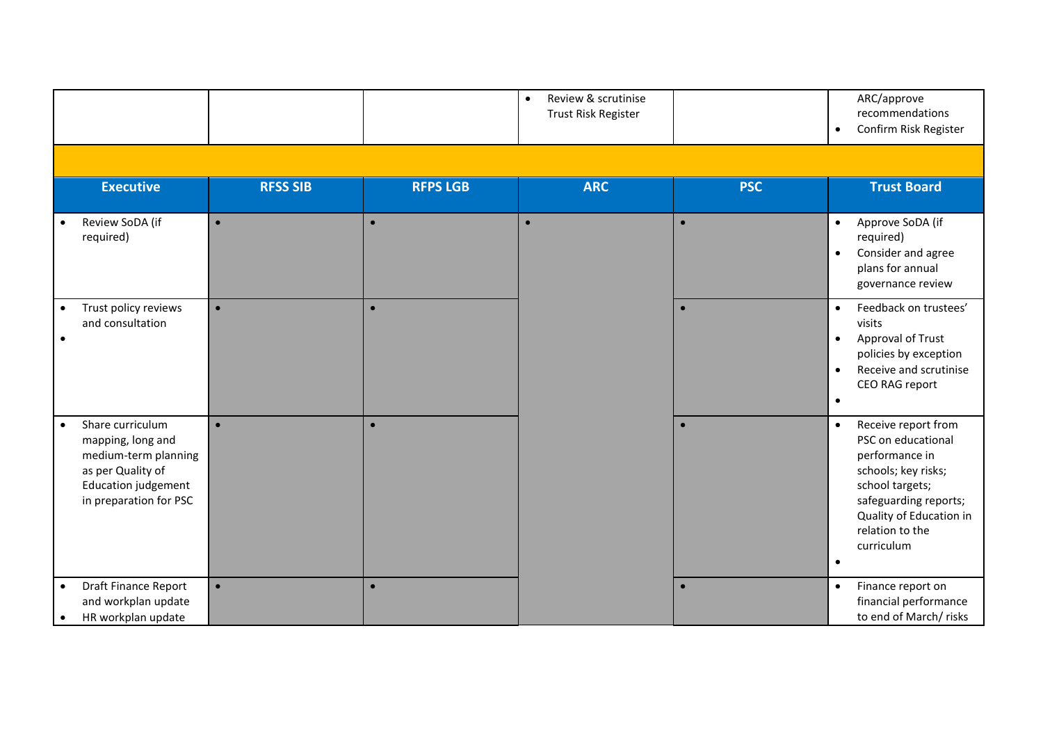| | | | • Review & scrutinise Trust Risk Register | | ARC/approve recommendations<br>• Confirm Risk Register |
|---|---|---|---|---|---|
| | | | | | |
| **Executive** | **RFSS SIB** | **RFPS LGB** | **ARC** | **PSC** | **Trust Board** |
| • Review SoDA (if required) | • | • | • | • | • Approve SoDA (if required)<br>• Consider and agree plans for annual governance review |
| • Trust policy reviews and consultation<br>• | • | • | | • | • Feedback on trustees' visits<br>• Approval of Trust policies by exception<br>• Receive and scrutinise CEO RAG report<br>• |
| • Share curriculum mapping, long and medium-term planning as per Quality of Education judgement in preparation for PSC | • | • | | • | • Receive report from PSC on educational performance in schools; key risks; school targets; safeguarding reports; Quality of Education in relation to the curriculum<br>• |
| • Draft Finance Report and workplan update<br>• HR workplan update | • | • | | • | • Finance report on financial performance to end of March/ risks |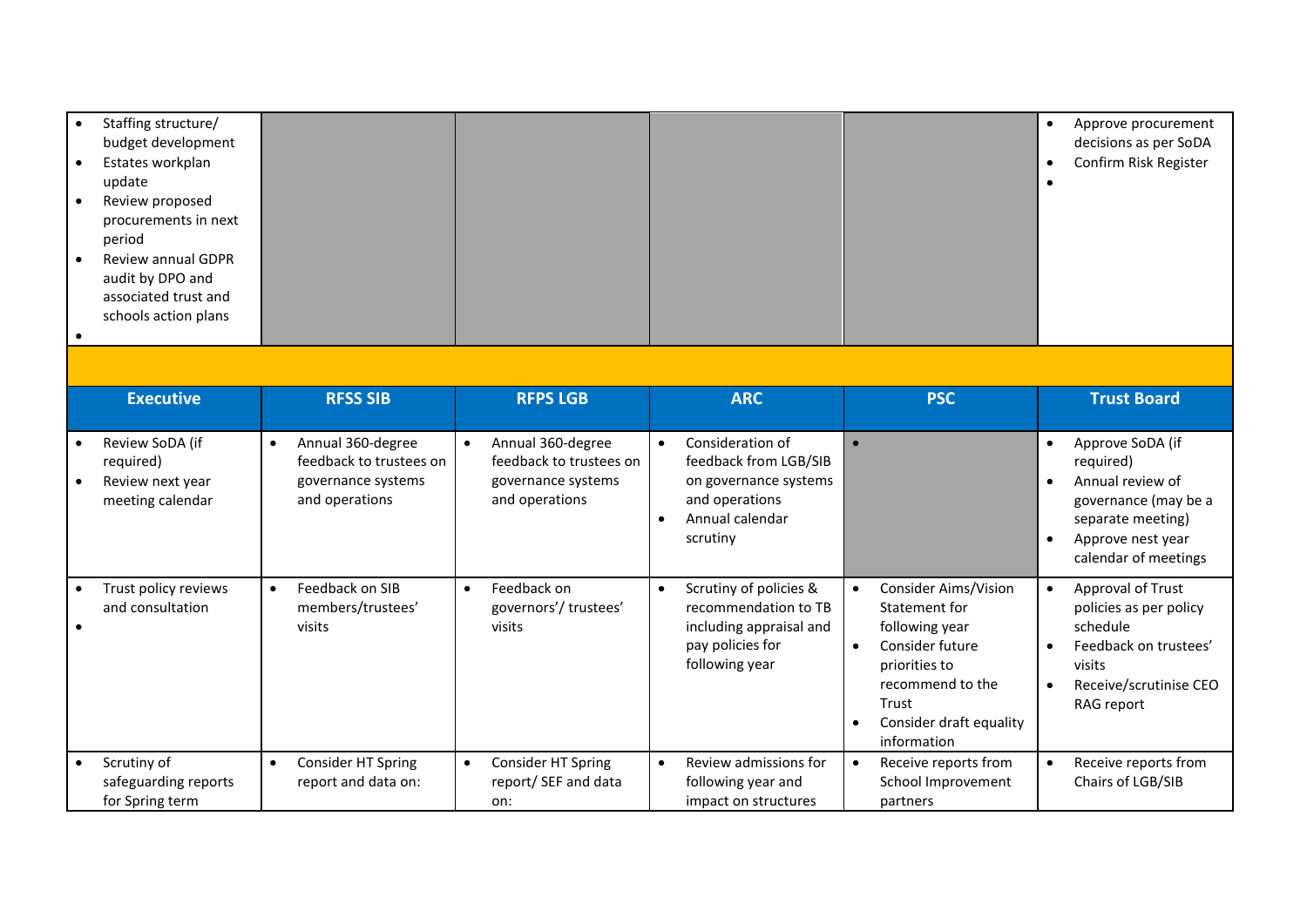| | | | | | |
|---|---|---|---|---|---|
| • Staffing structure/ budget development<br>• Estates workplan update<br>• Review proposed procurements in next period<br>• Review annual GDPR audit by DPO and associated trust and schools action plans<br>• | | | | | • Approve procurement decisions as per SoDA<br>• Confirm Risk Register<br>• |
| | | | | | |
| **Executive** | **RFSS SIB** | **RFPS LGB** | **ARC** | **PSC** | **Trust Board** |
| • Review SoDA (if required)<br>• Review next year meeting calendar | • Annual 360-degree feedback to trustees on governance systems and operations | • Annual 360-degree feedback to trustees on governance systems and operations | • Consideration of feedback from LGB/SIB on governance systems and operations<br>• Annual calendar scrutiny | • | • Approve SoDA (if required)<br>• Annual review of governance (may be a separate meeting)<br>• Approve nest year calendar of meetings |
| • Trust policy reviews and consultation<br>• | • Feedback on SIB members/trustees' visits | • Feedback on governors'/ trustees' visits | • Scrutiny of policies & recommendation to TB including appraisal and pay policies for following year | • Consider Aims/Vision Statement for following year<br>• Consider future priorities to recommend to the Trust<br>• Consider draft equality information | • Approval of Trust policies as per policy schedule<br>• Feedback on trustees' visits<br>• Receive/scrutinise CEO RAG report |
| • Scrutiny of safeguarding reports for Spring term | • Consider HT Spring report and data on: | • Consider HT Spring report/ SEF and data on: | • Review admissions for following year and impact on structures | • Receive reports from School Improvement partners | • Receive reports from Chairs of LGB/SIB |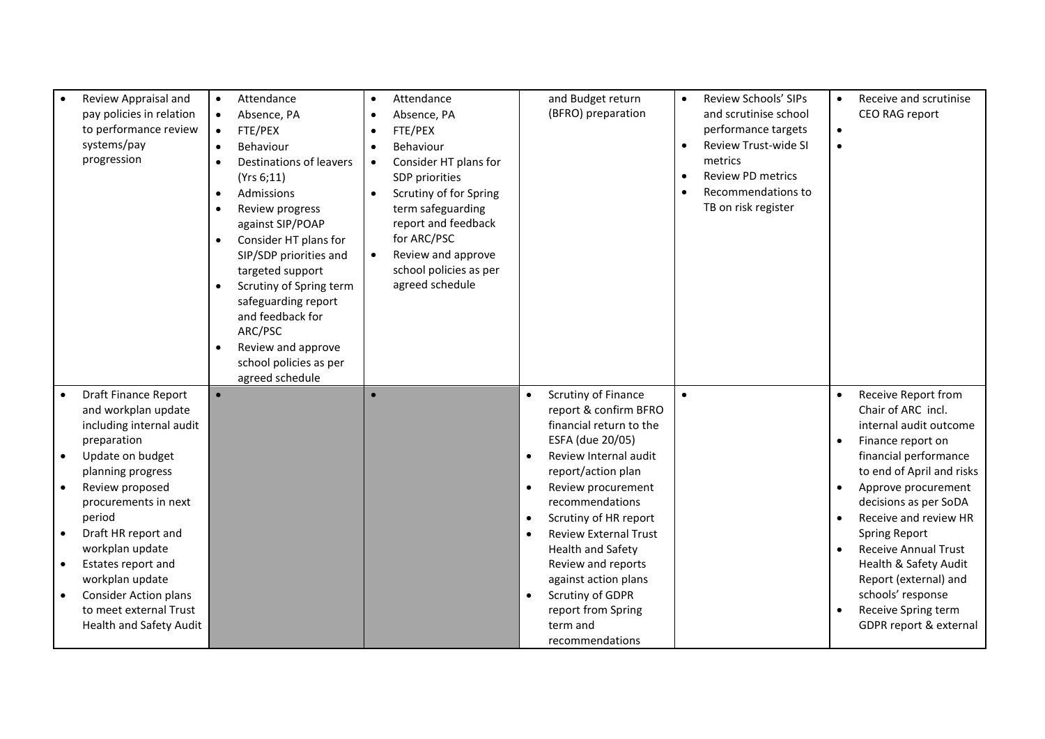|  |  |  |  |  |  |
|---|---|---|---|---|---|
| • Review Appraisal and pay policies in relation to performance review systems/pay progression | • Attendance<br>• Absence, PA<br>• FTE/PEX<br>• Behaviour<br>• Destinations of leavers (Yrs 6;11)<br>• Admissions<br>• Review progress against SIP/POAP<br>• Consider HT plans for SIP/SDP priorities and targeted support<br>• Scrutiny of Spring term safeguarding report and feedback for ARC/PSC<br>• Review and approve school policies as per agreed schedule | • Attendance<br>• Absence, PA<br>• FTE/PEX<br>• Behaviour<br>• Consider HT plans for SDP priorities<br>• Scrutiny of for Spring term safeguarding report and feedback for ARC/PSC<br>• Review and approve school policies as per agreed schedule | and Budget return (BFRO) preparation | • Review Schools' SIPs and scrutinise school performance targets<br>• Review Trust-wide SI metrics<br>• Review PD metrics<br>• Recommendations to TB on risk register | • Receive and scrutinise CEO RAG report<br>•<br>• |
| • Draft Finance Report and workplan update including internal audit preparation<br>• Update on budget planning progress<br>• Review proposed procurements in next period<br>• Draft HR report and workplan update<br>• Estates report and workplan update<br>• Consider Action plans to meet external Trust Health and Safety Audit | • | • | • Scrutiny of Finance report & confirm BFRO financial return to the ESFA (due 20/05)<br>• Review Internal audit report/action plan<br>• Review procurement recommendations<br>• Scrutiny of HR report<br>• Review External Trust Health and Safety Review and reports against action plans<br>• Scrutiny of GDPR report from Spring term and recommendations | • | • Receive Report from Chair of ARC incl. internal audit outcome<br>• Finance report on financial performance to end of April and risks<br>• Approve procurement decisions as per SoDA<br>• Receive and review HR Spring Report<br>• Receive Annual Trust Health & Safety Audit Report (external) and schools' response<br>• Receive Spring term GDPR report & external |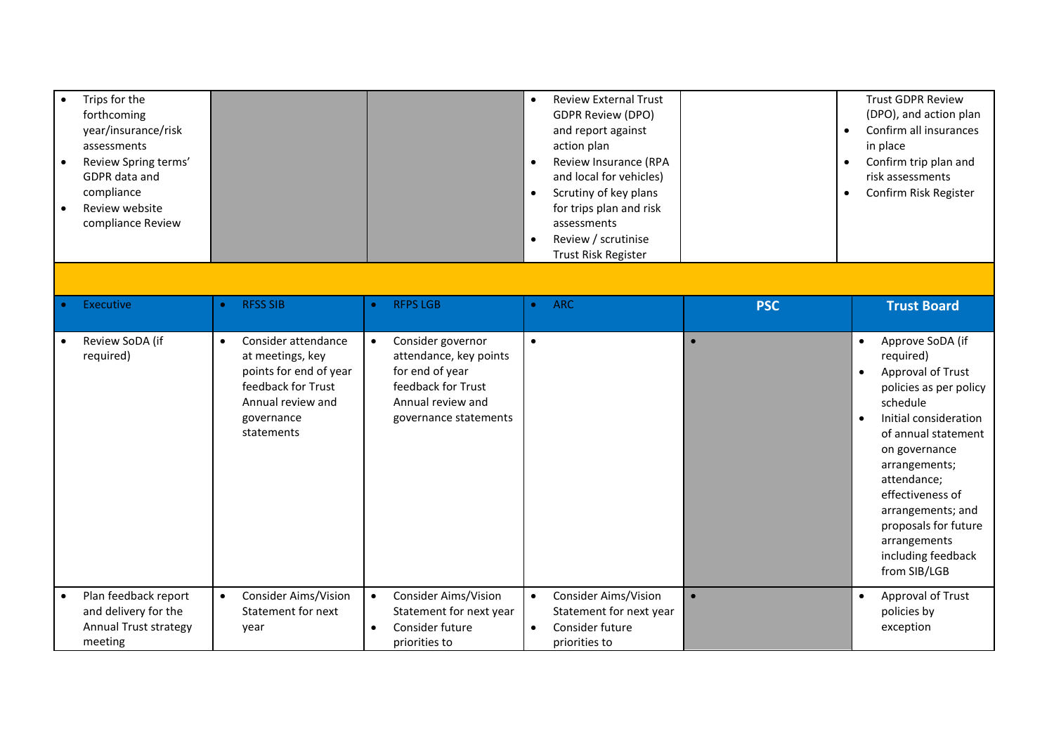| | | | | | |
|---|---|---|---|---|---|
| • Trips for the forthcoming year/insurance/risk assessments<br>• Review Spring terms' GDPR data and compliance<br>• Review website compliance Review | | | • Review External Trust GDPR Review (DPO) and report against action plan<br>• Review Insurance (RPA and local for vehicles)<br>• Scrutiny of key plans for trips plan and risk assessments<br>• Review / scrutinise Trust Risk Register | | Trust GDPR Review (DPO), and action plan<br>• Confirm all insurances in place<br>• Confirm trip plan and risk assessments<br>• Confirm Risk Register |
| | | | | | |
| **Executive** | **RFSS SIB** | **RFPS LGB** | **ARC** | **PSC** | **Trust Board** |
| • Review SoDA (if required) | • Consider attendance at meetings, key points for end of year feedback for Trust Annual review and governance statements | • Consider governor attendance, key points for end of year feedback for Trust Annual review and governance statements | • | • | • Approve SoDA (if required)<br>• Approval of Trust policies as per policy schedule<br>• Initial consideration of annual statement on governance arrangements; attendance; effectiveness of arrangements; and proposals for future arrangements including feedback from SIB/LGB |
| • Plan feedback report and delivery for the Annual Trust strategy meeting | • Consider Aims/Vision Statement for next year | • Consider Aims/Vision Statement for next year<br>• Consider future priorities to | • Consider Aims/Vision Statement for next year<br>• Consider future priorities to | • | • Approval of Trust policies by exception |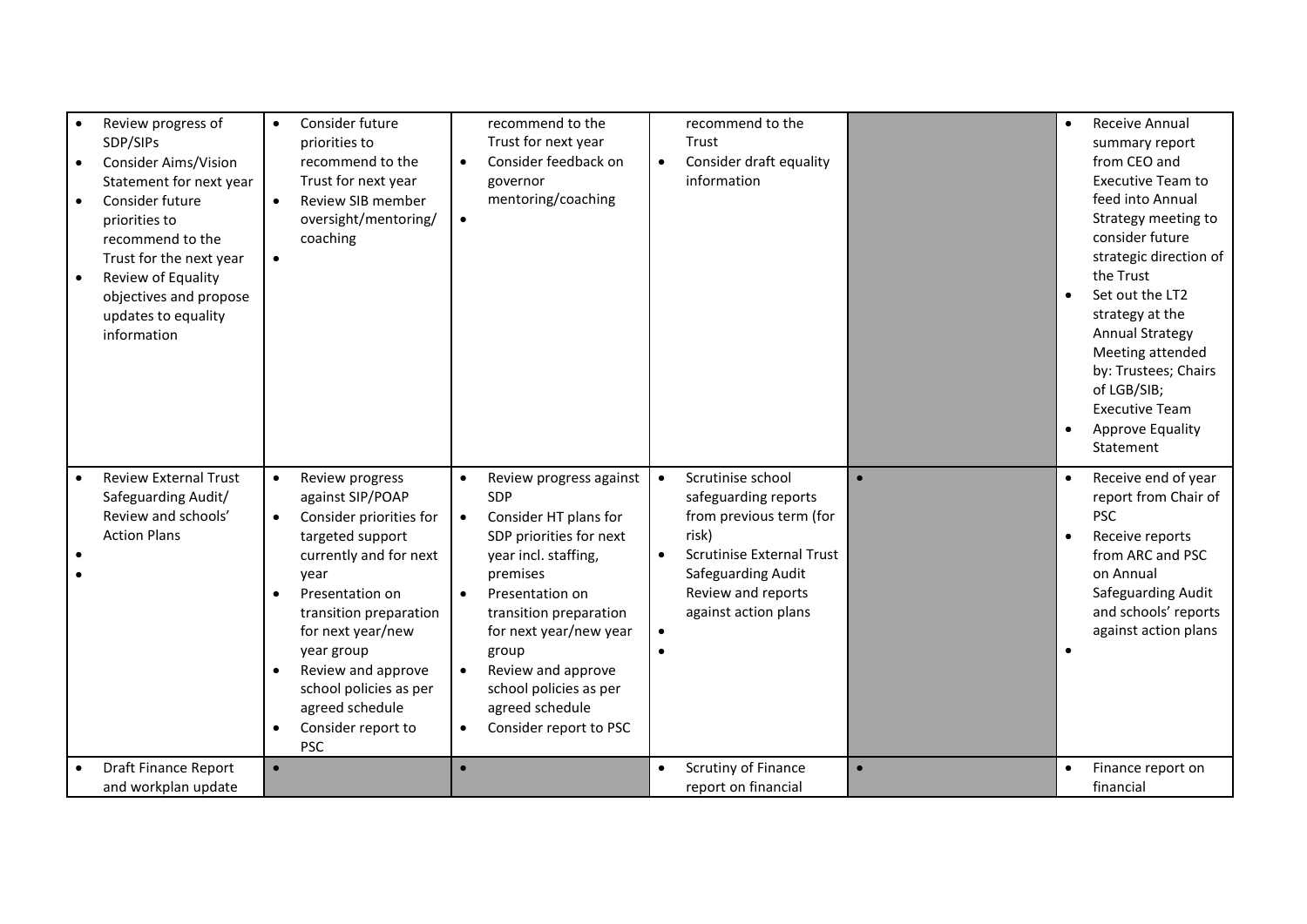| | | | | | |
|---|---|---|---|---|---|
| • Review progress of SDP/SIPs<br>• Consider Aims/Vision Statement for next year<br>• Consider future priorities to recommend to the Trust for the next year<br>• Review of Equality objectives and propose updates to equality information | • Consider future priorities to recommend to the Trust for next year<br>• Review SIB member oversight/mentoring/ coaching<br>• | recommend to the Trust for next year<br>• Consider feedback on governor mentoring/coaching<br>• | recommend to the Trust<br>• Consider draft equality information | | • Receive Annual summary report from CEO and Executive Team to feed into Annual Strategy meeting to consider future strategic direction of the Trust<br>• Set out the LT2 strategy at the Annual Strategy Meeting attended by: Trustees; Chairs of LGB/SIB; Executive Team<br>• Approve Equality Statement |
| • Review External Trust Safeguarding Audit/ Review and schools' Action Plans<br>•<br>• | • Review progress against SIP/POAP<br>• Consider priorities for targeted support currently and for next year<br>• Presentation on transition preparation for next year/new year group<br>• Review and approve school policies as per agreed schedule<br>• Consider report to PSC | • Review progress against SDP<br>• Consider HT plans for SDP priorities for next year incl. staffing, premises<br>• Presentation on transition preparation for next year/new year group<br>• Review and approve school policies as per agreed schedule<br>• Consider report to PSC | • Scrutinise school safeguarding reports from previous term (for risk)<br>• Scrutinise External Trust Safeguarding Audit Review and reports against action plans<br>•<br>• | • | • Receive end of year report from Chair of PSC<br>• Receive reports from ARC and PSC on Annual Safeguarding Audit and schools' reports against action plans<br>• |
| • Draft Finance Report and workplan update | • | • | • Scrutiny of Finance report on financial | • | • Finance report on financial |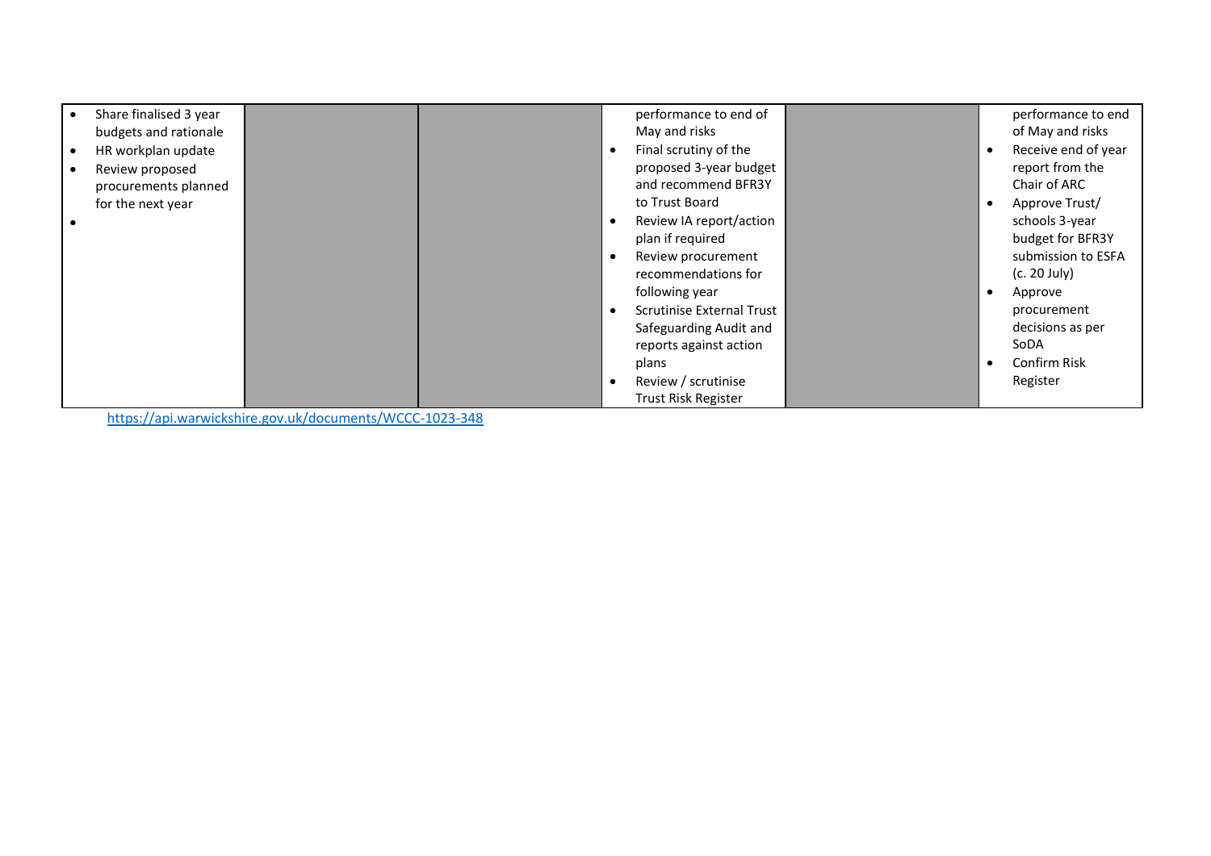| | | | | | |
|---|---|---|---|---|---|
| • Share finalised 3 year budgets and rationale<br>• HR workplan update<br>• Review proposed procurements planned for the next year<br>• | | | performance to end of May and risks<br>• Final scrutiny of the proposed 3-year budget and recommend BFR3Y to Trust Board<br>• Review IA report/action plan if required<br>• Review procurement recommendations for following year<br>• Scrutinise External Trust Safeguarding Audit and reports against action plans<br>• Review / scrutinise Trust Risk Register | | performance to end of May and risks<br>• Receive end of year report from the Chair of ARC<br>• Approve Trust/ schools 3-year budget for BFR3Y submission to ESFA (c. 20 July)<br>• Approve procurement decisions as per SoDA<br>• Confirm Risk Register |

https://api.warwickshire.gov.uk/documents/WCCC-1023-348